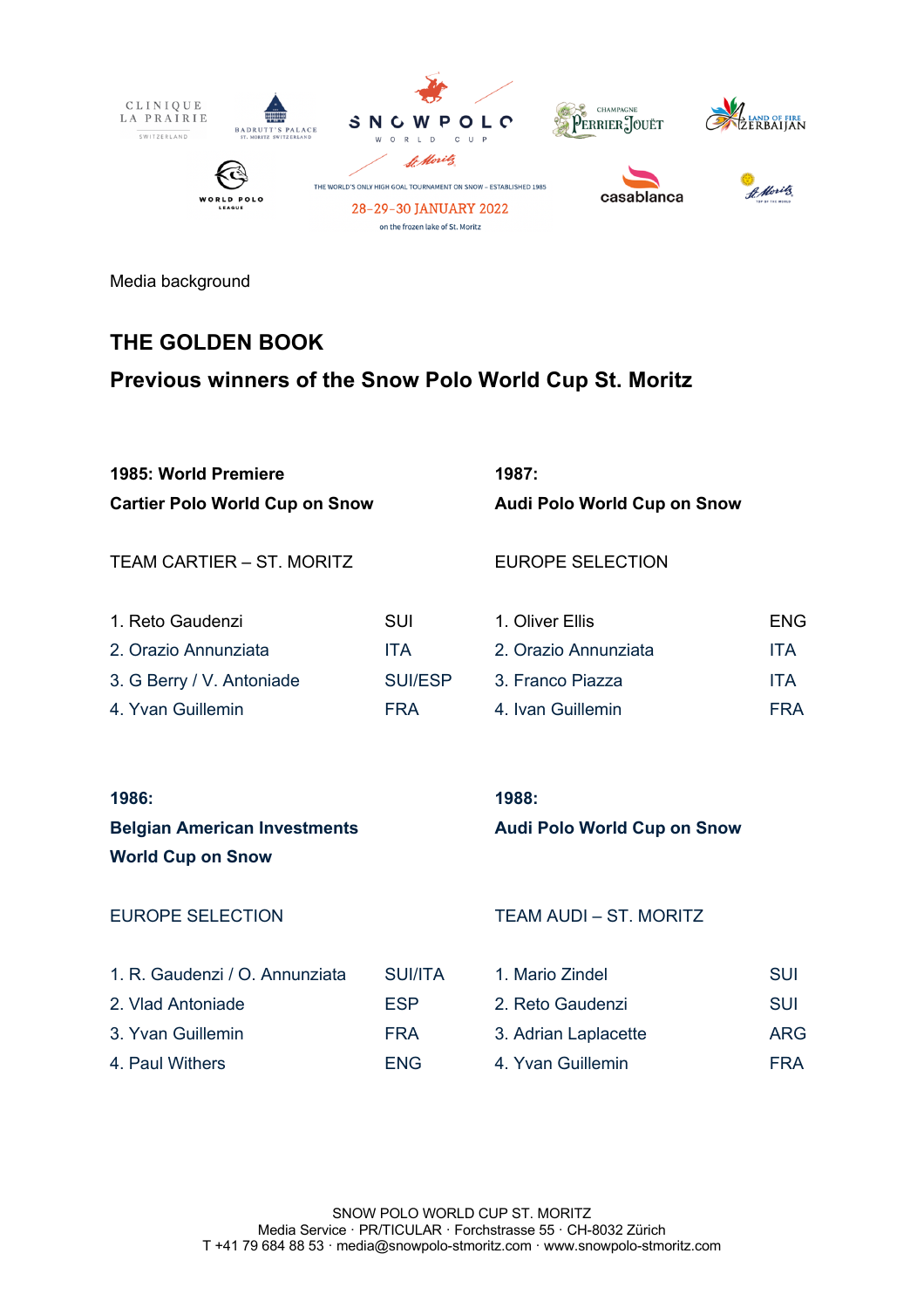Media background

# THE GOLDEN BOOK

## Previous winners of the Snow Polo World Cup St. Moritz

**1985: World Premiere**
**Cartier Polo World Cup on Snow**

TEAM CARTIER – ST. MORITZ

| | |
|---|---|
| 1. Reto Gaudenzi | SUI |
| 2. Orazio Annunziata | ITA |
| 3. G Berry / V. Antoniade | SUI/ESP |
| 4. Yvan Guillemin | FRA |

**1986:**
**Belgian American Investments World Cup on Snow**

EUROPE SELECTION

| | |
|---|---|
| 1. R. Gaudenzi / O. Annunziata | SUI/ITA |
| 2. Vlad Antoniade | ESP |
| 3. Yvan Guillemin | FRA |
| 4. Paul Withers | ENG |

**1987:**
**Audi Polo World Cup on Snow**

EUROPE SELECTION

| | |
|---|---|
| 1. Oliver Ellis | ENG |
| 2. Orazio Annunziata | ITA |
| 3. Franco Piazza | ITA |
| 4. Ivan Guillemin | FRA |

**1988:**
**Audi Polo World Cup on Snow**

TEAM AUDI – ST. MORITZ

| | |
|---|---|
| 1. Mario Zindel | SUI |
| 2. Reto Gaudenzi | SUI |
| 3. Adrian Laplacette | ARG |
| 4. Yvan Guillemin | FRA |

SNOW POLO WORLD CUP ST. MORITZ
Media Service · PR/TICULAR · Forchstrasse 55 · CH-8032 Zürich
T +41 79 684 88 53 · media@snowpolo-stmoritz.com · www.snowpolo-stmoritz.com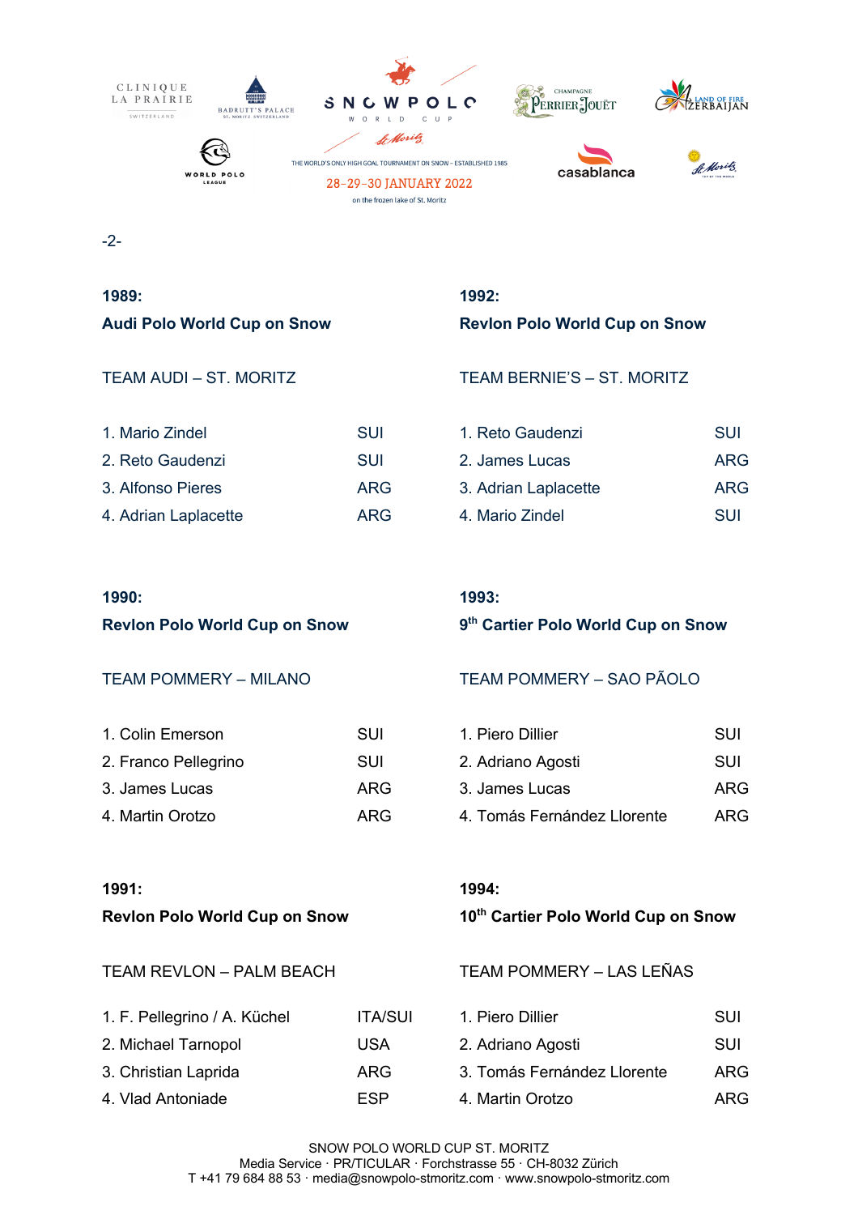**1989:**

**Audi Polo World Cup on Snow**

TEAM AUDI – ST. MORITZ

| | |
|---|---|
| 1. Mario Zindel | SUI |
| 2. Reto Gaudenzi | SUI |
| 3. Alfonso Pieres | ARG |
| 4. Adrian Laplacette | ARG |

**1990:**

**Revlon Polo World Cup on Snow**

TEAM POMMERY – MILANO

| | |
|---|---|
| 1. Colin Emerson | SUI |
| 2. Franco Pellegrino | SUI |
| 3. James Lucas | ARG |
| 4. Martin Orotzo | ARG |

**1991:**

**Revlon Polo World Cup on Snow**

TEAM REVLON – PALM BEACH

| | |
|---|---|
| 1. F. Pellegrino / A. Küchel | ITA/SUI |
| 2. Michael Tarnopol | USA |
| 3. Christian Laprida | ARG |
| 4. Vlad Antoniade | ESP |

**1992:**

**Revlon Polo World Cup on Snow**

TEAM BERNIE'S – ST. MORITZ

| | |
|---|---|
| 1. Reto Gaudenzi | SUI |
| 2. James Lucas | ARG |
| 3. Adrian Laplacette | ARG |
| 4. Mario Zindel | SUI |

**1993:**

**9th Cartier Polo World Cup on Snow**

TEAM POMMERY – SAO PÃOLO

| | |
|---|---|
| 1. Piero Dillier | SUI |
| 2. Adriano Agosti | SUI |
| 3. James Lucas | ARG |
| 4. Tomás Fernández Llorente | ARG |

**1994:**

**10th Cartier Polo World Cup on Snow**

TEAM POMMERY – LAS LEÑAS

| | |
|---|---|
| 1. Piero Dillier | SUI |
| 2. Adriano Agosti | SUI |
| 3. Tomás Fernández Llorente | ARG |
| 4. Martin Orotzo | ARG |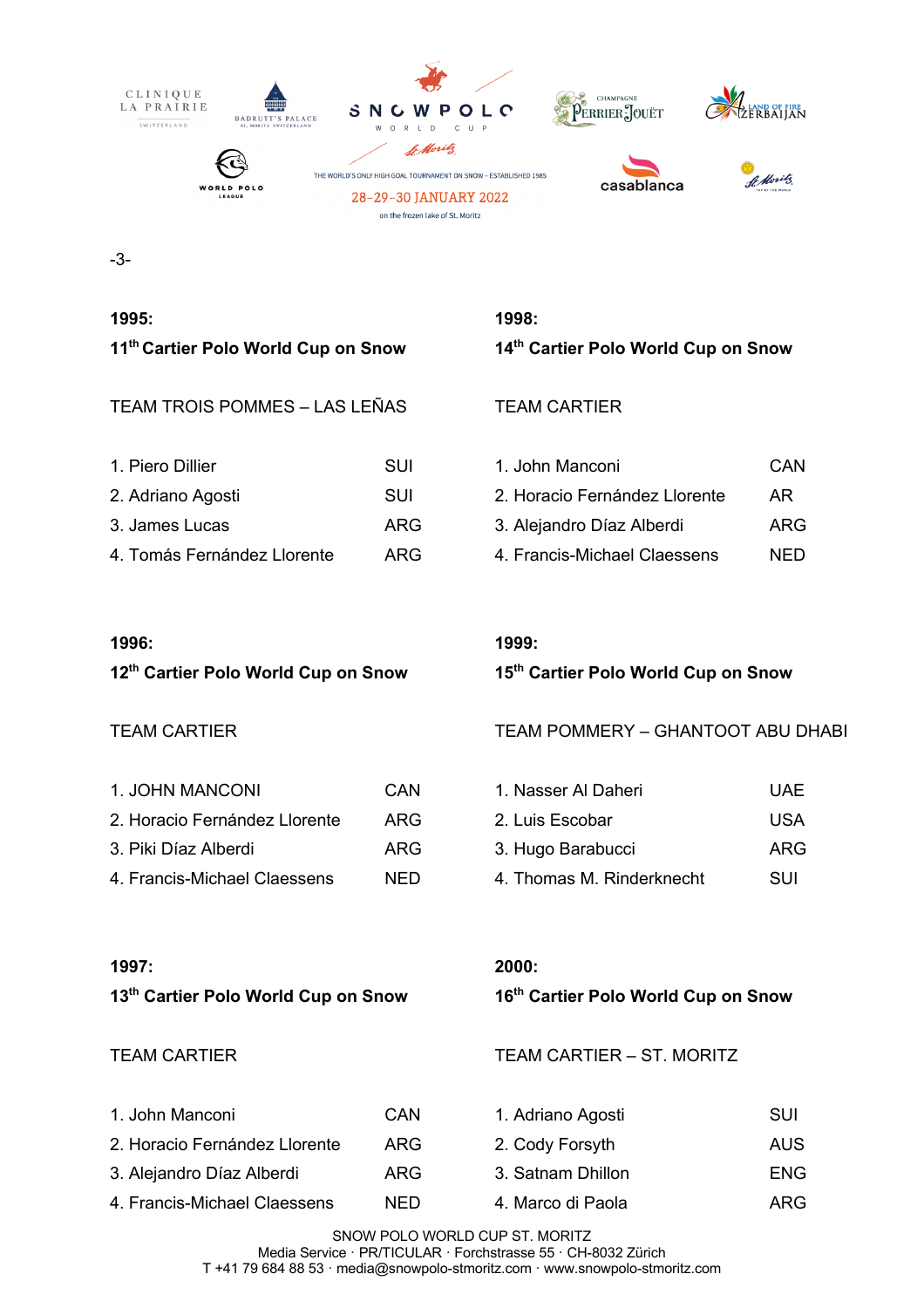**1995:**

**11th Cartier Polo World Cup on Snow**

TEAM TROIS POMMES – LAS LEÑAS

| | |
|---|---|
| 1. Piero Dillier | SUI |
| 2. Adriano Agosti | SUI |
| 3. James Lucas | ARG |
| 4. Tomás Fernández Llorente | ARG |

**1996:**

**12th Cartier Polo World Cup on Snow**

TEAM CARTIER

| | |
|---|---|
| 1. JOHN MANCONI | CAN |
| 2. Horacio Fernández Llorente | ARG |
| 3. Piki Díaz Alberdi | ARG |
| 4. Francis-Michael Claessens | NED |

**1997:**

**13th Cartier Polo World Cup on Snow**

TEAM CARTIER

| | |
|---|---|
| 1. John Manconi | CAN |
| 2. Horacio Fernández Llorente | ARG |
| 3. Alejandro Díaz Alberdi | ARG |
| 4. Francis-Michael Claessens | NED |

**1998:**

**14th Cartier Polo World Cup on Snow**

TEAM CARTIER

| | |
|---|---|
| 1. John Manconi | CAN |
| 2. Horacio Fernández Llorente | AR |
| 3. Alejandro Díaz Alberdi | ARG |
| 4. Francis-Michael Claessens | NED |

**1999:**

**15th Cartier Polo World Cup on Snow**

TEAM POMMERY – GHANTOOT ABU DHABI

| | |
|---|---|
| 1. Nasser Al Daheri | UAE |
| 2. Luis Escobar | USA |
| 3. Hugo Barabucci | ARG |
| 4. Thomas M. Rinderknecht | SUI |

**2000:**

**16th Cartier Polo World Cup on Snow**

TEAM CARTIER – ST. MORITZ

| | |
|---|---|
| 1. Adriano Agosti | SUI |
| 2. Cody Forsyth | AUS |
| 3. Satnam Dhillon | ENG |
| 4. Marco di Paola | ARG |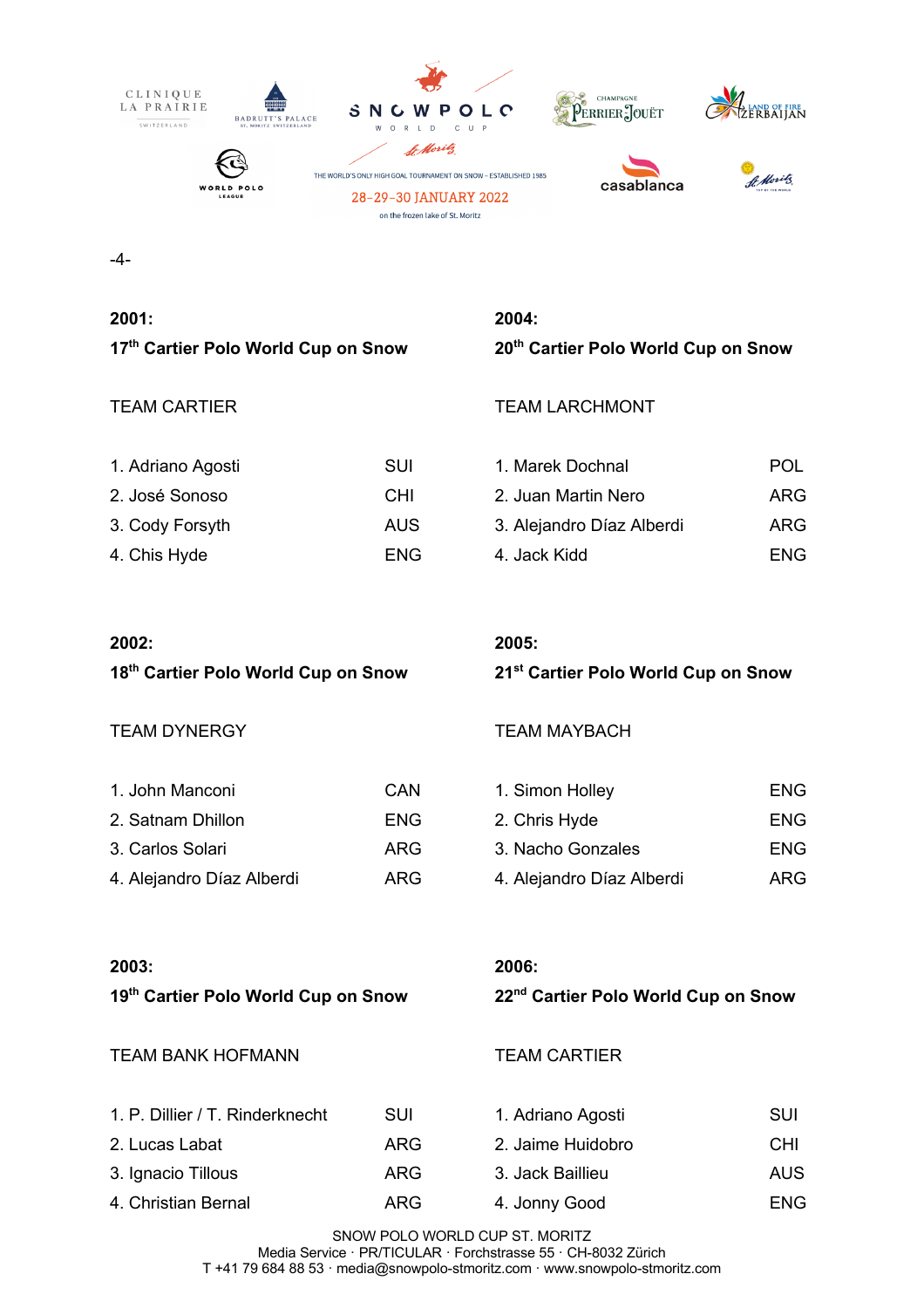**2001:**

**17th Cartier Polo World Cup on Snow**

TEAM CARTIER

| | |
|---|---|
| 1. Adriano Agosti | SUI |
| 2. José Sonoso | CHI |
| 3. Cody Forsyth | AUS |
| 4. Chis Hyde | ENG |

**2002:**

**18th Cartier Polo World Cup on Snow**

TEAM DYNERGY

| | |
|---|---|
| 1. John Manconi | CAN |
| 2. Satnam Dhillon | ENG |
| 3. Carlos Solari | ARG |
| 4. Alejandro Díaz Alberdi | ARG |

**2003:**

**19th Cartier Polo World Cup on Snow**

TEAM BANK HOFMANN

| | |
|---|---|
| 1. P. Dillier / T. Rinderknecht | SUI |
| 2. Lucas Labat | ARG |
| 3. Ignacio Tillous | ARG |
| 4. Christian Bernal | ARG |

**2004:**

**20th Cartier Polo World Cup on Snow**

TEAM LARCHMONT

| | |
|---|---|
| 1. Marek Dochnal | POL |
| 2. Juan Martin Nero | ARG |
| 3. Alejandro Díaz Alberdi | ARG |
| 4. Jack Kidd | ENG |

**2005:**

**21st Cartier Polo World Cup on Snow**

TEAM MAYBACH

| | |
|---|---|
| 1. Simon Holley | ENG |
| 2. Chris Hyde | ENG |
| 3. Nacho Gonzales | ENG |
| 4. Alejandro Díaz Alberdi | ARG |

**2006:**

**22nd Cartier Polo World Cup on Snow**

TEAM CARTIER

| | |
|---|---|
| 1. Adriano Agosti | SUI |
| 2. Jaime Huidobro | CHI |
| 3. Jack Baillieu | AUS |
| 4. Jonny Good | ENG |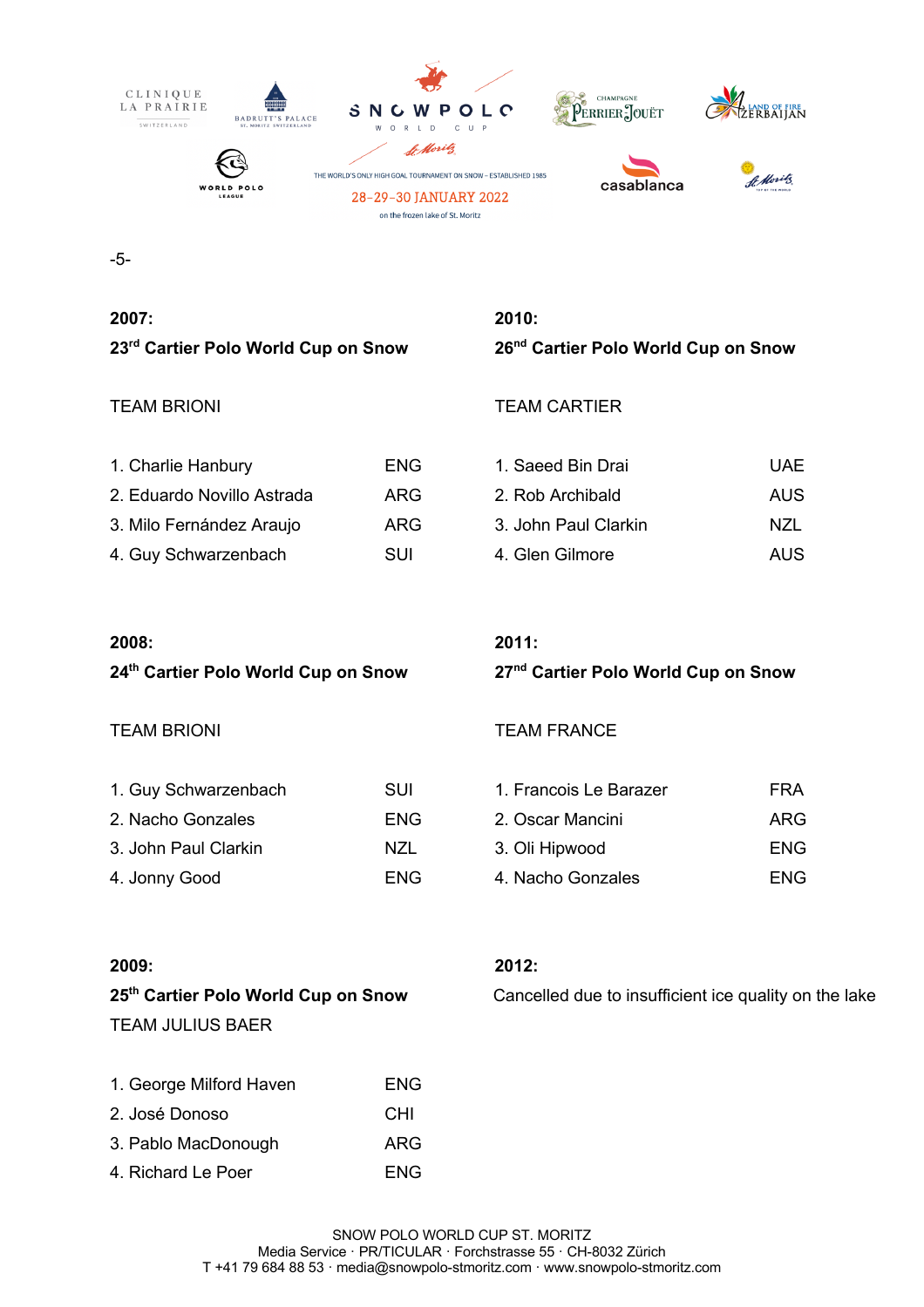**2007:**

**23rd Cartier Polo World Cup on Snow**

TEAM BRIONI

| | |
|---|---|
| 1. Charlie Hanbury | ENG |
| 2. Eduardo Novillo Astrada | ARG |
| 3. Milo Fernández Araujo | ARG |
| 4. Guy Schwarzenbach | SUI |

**2008:**

**24th Cartier Polo World Cup on Snow**

TEAM BRIONI

| | |
|---|---|
| 1. Guy Schwarzenbach | SUI |
| 2. Nacho Gonzales | ENG |
| 3. John Paul Clarkin | NZL |
| 4. Jonny Good | ENG |

**2009:**

**25th Cartier Polo World Cup on Snow**

TEAM JULIUS BAER

| | |
|---|---|
| 1. George Milford Haven | ENG |
| 2. José Donoso | CHI |
| 3. Pablo MacDonough | ARG |
| 4. Richard Le Poer | ENG |

**2010:**

**26nd Cartier Polo World Cup on Snow**

TEAM CARTIER

| | |
|---|---|
| 1. Saeed Bin Drai | UAE |
| 2. Rob Archibald | AUS |
| 3. John Paul Clarkin | NZL |
| 4. Glen Gilmore | AUS |

**2011:**

**27nd Cartier Polo World Cup on Snow**

TEAM FRANCE

| | |
|---|---|
| 1. Francois Le Barazer | FRA |
| 2. Oscar Mancini | ARG |
| 3. Oli Hipwood | ENG |
| 4. Nacho Gonzales | ENG |

**2012:**

Cancelled due to insufficient ice quality on the lake

SNOW POLO WORLD CUP ST. MORITZ
Media Service · PR/TICULAR · Forchstrasse 55 · CH-8032 Zürich
T +41 79 684 88 53 · media@snowpolo-stmoritz.com · www.snowpolo-stmoritz.com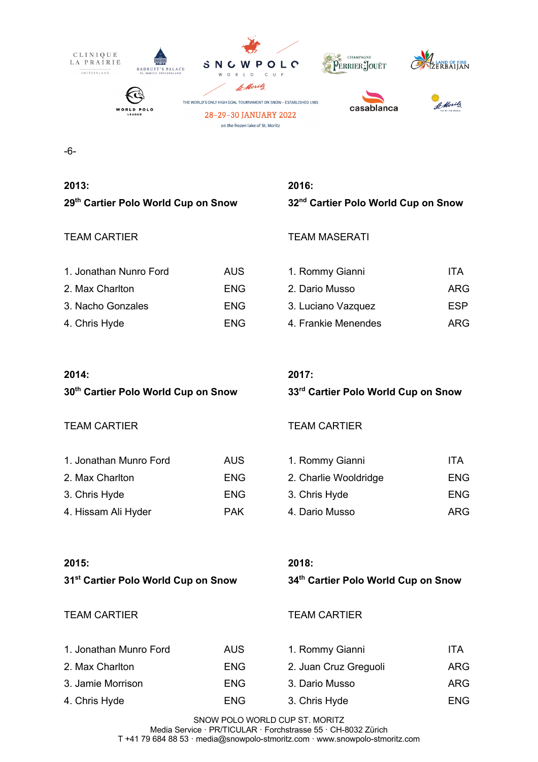**2013:**
**29th Cartier Polo World Cup on Snow**

TEAM CARTIER

| | |
|---|---|
| 1. Jonathan Nunro Ford | AUS |
| 2. Max Charlton | ENG |
| 3. Nacho Gonzales | ENG |
| 4. Chris Hyde | ENG |

**2014:**
**30th Cartier Polo World Cup on Snow**

TEAM CARTIER

| | |
|---|---|
| 1. Jonathan Munro Ford | AUS |
| 2. Max Charlton | ENG |
| 3. Chris Hyde | ENG |
| 4. Hissam Ali Hyder | PAK |

**2015:**
**31st Cartier Polo World Cup on Snow**

TEAM CARTIER

| | |
|---|---|
| 1. Jonathan Munro Ford | AUS |
| 2. Max Charlton | ENG |
| 3. Jamie Morrison | ENG |
| 4. Chris Hyde | ENG |

**2016:**
**32nd Cartier Polo World Cup on Snow**

TEAM MASERATI

| | |
|---|---|
| 1. Rommy Gianni | ITA |
| 2. Dario Musso | ARG |
| 3. Luciano Vazquez | ESP |
| 4. Frankie Menendes | ARG |

**2017:**
**33rd Cartier Polo World Cup on Snow**

TEAM CARTIER

| | |
|---|---|
| 1. Rommy Gianni | ITA |
| 2. Charlie Wooldridge | ENG |
| 3. Chris Hyde | ENG |
| 4. Dario Musso | ARG |

**2018:**
**34th Cartier Polo World Cup on Snow**

TEAM CARTIER

| | |
|---|---|
| 1. Rommy Gianni | ITA |
| 2. Juan Cruz Greguoli | ARG |
| 3. Dario Musso | ARG |
| 3. Chris Hyde | ENG |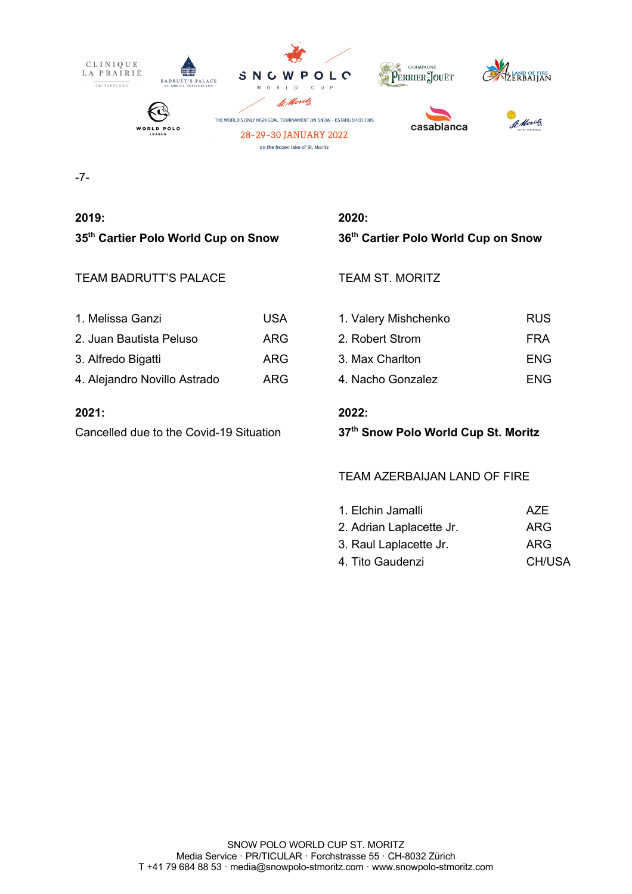**2019:**

**35th Cartier Polo World Cup on Snow**

TEAM BADRUTT'S PALACE

| | |
|---|---|
| 1. Melissa Ganzi | USA |
| 2. Juan Bautista Peluso | ARG |
| 3. Alfredo Bigatti | ARG |
| 4. Alejandro Novillo Astrado | ARG |

**2020:**

**36th Cartier Polo World Cup on Snow**

TEAM ST. MORITZ

| | |
|---|---|
| 1. Valery Mishchenko | RUS |
| 2. Robert Strom | FRA |
| 3. Max Charlton | ENG |
| 4. Nacho Gonzalez | ENG |

**2021:**

Cancelled due to the Covid-19 Situation

**2022:**

**37th Snow Polo World Cup St. Moritz**

TEAM AZERBAIJAN LAND OF FIRE

| | |
|---|---|
| 1. Elchin Jamalli | AZE |
| 2. Adrian Laplacette Jr. | ARG |
| 3. Raul Laplacette Jr. | ARG |
| 4. Tito Gaudenzi | CH/USA |